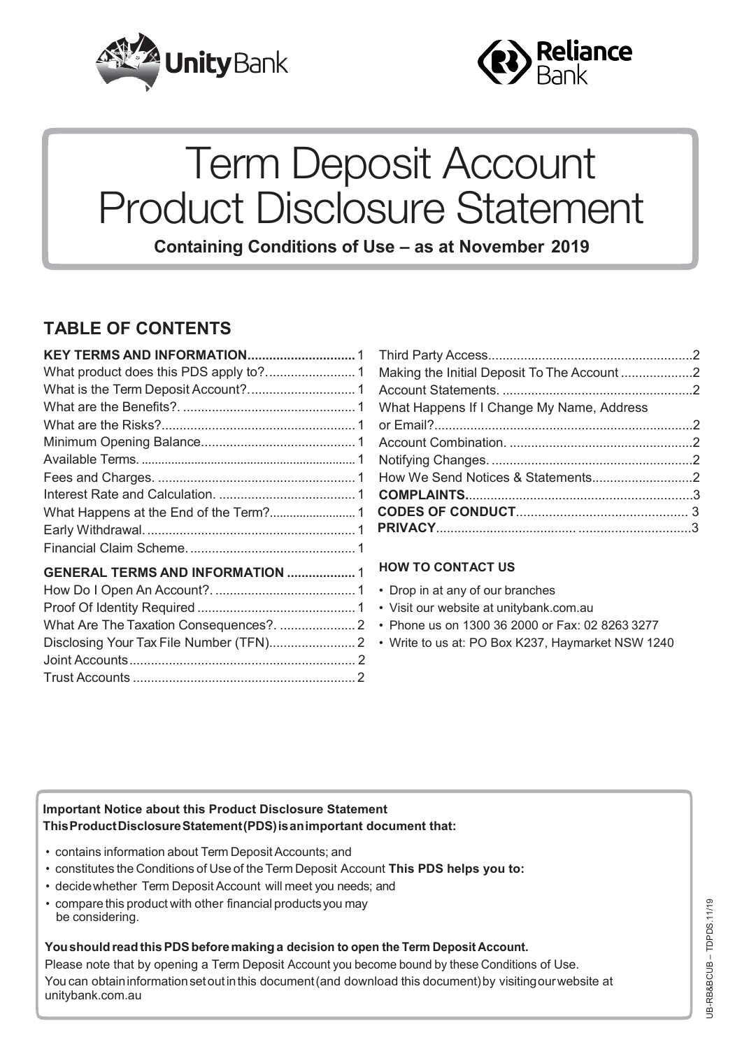# Term Deposit Account Product Disclosure Statement

**Containing Conditions of Use – as at November 2019**

## TABLE OF CONTENTS

**KEY TERMS AND INFORMATION** .............................. 1
What product does this PDS apply to? ........................ 1
What is the Term Deposit Account? ............................. 1
What are the Benefits? ................................................ 1
What are the Risks? ...................................................... 1
Minimum Opening Balance ........................................... 1
Available Terms ............................................................ 1
Fees and Charges ......................................................... 1
Interest Rate and Calculation ....................................... 1
What Happens at the End of the Term? ........................ 1
Early Withdrawal ........................................................... 1
Financial Claim Scheme ............................................... 1

**GENERAL TERMS AND INFORMATION** ................... 1
How Do I Open An Account? ........................................ 1
Proof Of Identity Required ............................................ 1
What Are The Taxation Consequences? ....................... 2
Disclosing Your Tax File Number (TFN) ........................ 2
Joint Accounts ............................................................... 2
Trust Accounts .............................................................. 2
Third Party Access ........................................................ 2
Making the Initial Deposit To The Account .................... 2
Account Statements ...................................................... 2
What Happens If I Change My Name, Address or Email? ... 2
Account Combination .................................................... 2
Notifying Changes ......................................................... 2
How We Send Notices & Statements ............................ 2
**COMPLAINTS** ............................................................ 3
**CODES OF CONDUCT** .............................................. 3
**PRIVACY** ................................................................... 3

### HOW TO CONTACT US

- Drop in at any of our branches
- Visit our website at unitybank.com.au
- Phone us on 1300 36 2000 or Fax: 02 8263 3277
- Write to us at: PO Box K237, Haymarket NSW 1240

**Important Notice about this Product Disclosure Statement**
**This Product Disclosure Statement (PDS) is an important document that:**

- contains information about Term Deposit Accounts; and
- constitutes the Conditions of Use of the Term Deposit Account **This PDS helps you to:**
- decide whether Term Deposit Account will meet you needs; and
- compare this product with other financial products you may be considering.

**You should read this PDS before making a decision to open the Term Deposit Account.**

Please note that by opening a Term Deposit Account you become bound by these Conditions of Use.
You can obtain information set out in this document (and download this document) by visiting our website at unitybank.com.au

UB-RB&BCUB – TDPDS.11/19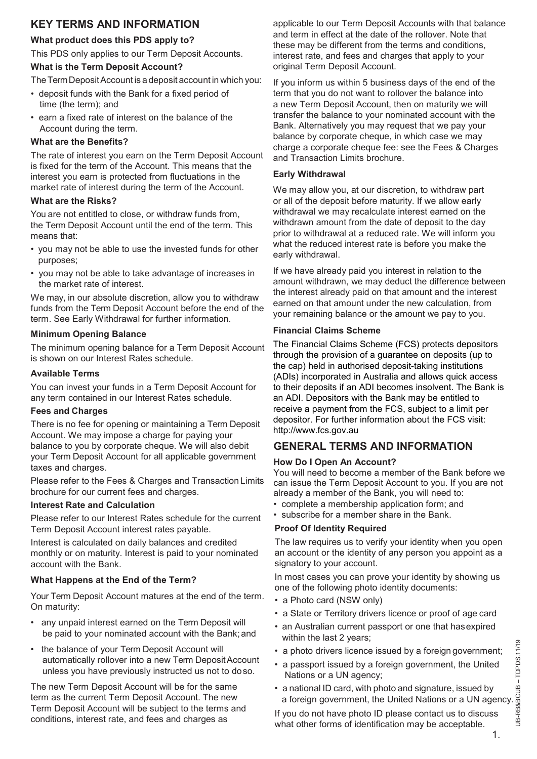## KEY TERMS AND INFORMATION

### What product does this PDS apply to?

This PDS only applies to our Term Deposit Accounts.

### What is the Term Deposit Account?

The Term Deposit Account is a deposit account in which you:

- deposit funds with the Bank for a fixed period of time (the term); and
- earn a fixed rate of interest on the balance of the Account during the term.

### What are the Benefits?

The rate of interest you earn on the Term Deposit Account is fixed for the term of the Account. This means that the interest you earn is protected from fluctuations in the market rate of interest during the term of the Account.

### What are the Risks?

You are not entitled to close, or withdraw funds from, the Term Deposit Account until the end of the term. This means that:

- you may not be able to use the invested funds for other purposes;
- you may not be able to take advantage of increases in the market rate of interest.

We may, in our absolute discretion, allow you to withdraw funds from the Term Deposit Account before the end of the term. See Early Withdrawal for further information.

### Minimum Opening Balance

The minimum opening balance for a Term Deposit Account is shown on our Interest Rates schedule.

### Available Terms

You can invest your funds in a Term Deposit Account for any term contained in our Interest Rates schedule.

### Fees and Charges

There is no fee for opening or maintaining a Term Deposit Account. We may impose a charge for paying your balance to you by corporate cheque. We will also debit your Term Deposit Account for all applicable government taxes and charges.

Please refer to the Fees & Charges and Transaction Limits brochure for our current fees and charges.

### Interest Rate and Calculation

Please refer to our Interest Rates schedule for the current Term Deposit Account interest rates payable.

Interest is calculated on daily balances and credited monthly or on maturity. Interest is paid to your nominated account with the Bank.

### What Happens at the End of the Term?

Your Term Deposit Account matures at the end of the term. On maturity:

- any unpaid interest earned on the Term Deposit will be paid to your nominated account with the Bank; and
- the balance of your Term Deposit Account will automatically rollover into a new Term Deposit Account unless you have previously instructed us not to do so.

The new Term Deposit Account will be for the same term as the current Term Deposit Account. The new Term Deposit Account will be subject to the terms and conditions, interest rate, and fees and charges as applicable to our Term Deposit Accounts with that balance and term in effect at the date of the rollover. Note that these may be different from the terms and conditions, interest rate, and fees and charges that apply to your original Term Deposit Account.

If you inform us within 5 business days of the end of the term that you do not want to rollover the balance into a new Term Deposit Account, then on maturity we will transfer the balance to your nominated account with the Bank. Alternatively you may request that we pay your balance by corporate cheque, in which case we may charge a corporate cheque fee: see the Fees & Charges and Transaction Limits brochure.

### Early Withdrawal

We may allow you, at our discretion, to withdraw part or all of the deposit before maturity. If we allow early withdrawal we may recalculate interest earned on the withdrawn amount from the date of deposit to the day prior to withdrawal at a reduced rate. We will inform you what the reduced interest rate is before you make the early withdrawal.

If we have already paid you interest in relation to the amount withdrawn, we may deduct the difference between the interest already paid on that amount and the interest earned on that amount under the new calculation, from your remaining balance or the amount we pay to you.

### Financial Claims Scheme

The Financial Claims Scheme (FCS) protects depositors through the provision of a guarantee on deposits (up to the cap) held in authorised deposit-taking institutions (ADIs) incorporated in Australia and allows quick access to their deposits if an ADI becomes insolvent. The Bank is an ADI. Depositors with the Bank may be entitled to receive a payment from the FCS, subject to a limit per depositor. For further information about the FCS visit: http://www.fcs.gov.au

## GENERAL TERMS AND INFORMATION

### How Do I Open An Account?

You will need to become a member of the Bank before we can issue the Term Deposit Account to you. If you are not already a member of the Bank, you will need to:

- complete a membership application form; and
- subscribe for a member share in the Bank.

### Proof Of Identity Required

The law requires us to verify your identity when you open an account or the identity of any person you appoint as a signatory to your account.

In most cases you can prove your identity by showing us one of the following photo identity documents:

- a Photo card (NSW only)
- a State or Territory drivers licence or proof of age card
- an Australian current passport or one that has expired within the last 2 years;
- a photo drivers licence issued by a foreign government;
- a passport issued by a foreign government, the United Nations or a UN agency;
- a national ID card, with photo and signature, issued by a foreign government, the United Nations or a UN agency.

If you do not have photo ID please contact us to discuss what other forms of identification may be acceptable.

UB-RB&BCUB – TDPDS.11/19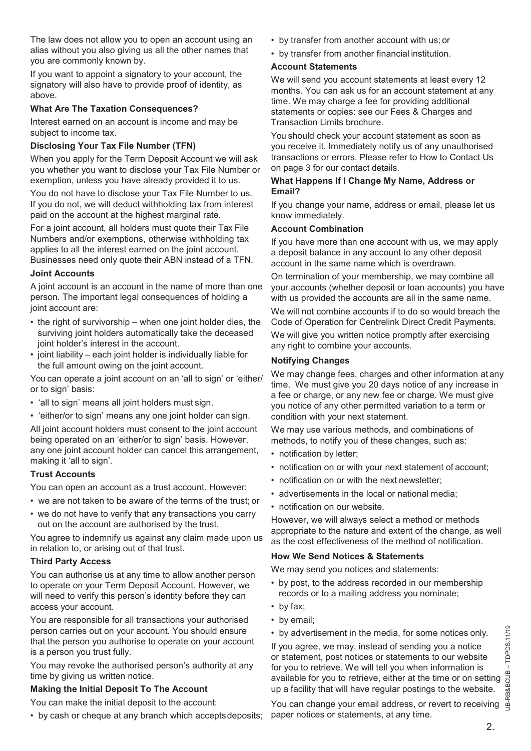The law does not allow you to open an account using an alias without you also giving us all the other names that you are commonly known by.

If you want to appoint a signatory to your account, the signatory will also have to provide proof of identity, as above.

### What Are The Taxation Consequences?

Interest earned on an account is income and may be subject to income tax.

### Disclosing Your Tax File Number (TFN)

When you apply for the Term Deposit Account we will ask you whether you want to disclose your Tax File Number or exemption, unless you have already provided it to us.

You do not have to disclose your Tax File Number to us. If you do not, we will deduct withholding tax from interest paid on the account at the highest marginal rate.

For a joint account, all holders must quote their Tax File Numbers and/or exemptions, otherwise withholding tax applies to all the interest earned on the joint account. Businesses need only quote their ABN instead of a TFN.

### Joint Accounts

A joint account is an account in the name of more than one person. The important legal consequences of holding a joint account are:

- the right of survivorship – when one joint holder dies, the surviving joint holders automatically take the deceased joint holder's interest in the account.
- joint liability – each joint holder is individually liable for the full amount owing on the joint account.

You can operate a joint account on an 'all to sign' or 'either/ or to sign' basis:

- 'all to sign' means all joint holders must sign.
- 'either/or to sign' means any one joint holder can sign.

All joint account holders must consent to the joint account being operated on an 'either/or to sign' basis. However, any one joint account holder can cancel this arrangement, making it 'all to sign'.

### Trust Accounts

You can open an account as a trust account. However:

- we are not taken to be aware of the terms of the trust; or
- we do not have to verify that any transactions you carry out on the account are authorised by the trust.

You agree to indemnify us against any claim made upon us in relation to, or arising out of that trust.

### Third Party Access

You can authorise us at any time to allow another person to operate on your Term Deposit Account. However, we will need to verify this person's identity before they can access your account.

You are responsible for all transactions your authorised person carries out on your account. You should ensure that the person you authorise to operate on your account is a person you trust fully.

You may revoke the authorised person's authority at any time by giving us written notice.

### Making the Initial Deposit To The Account

You can make the initial deposit to the account:

- by cash or cheque at any branch which accepts deposits;
- by transfer from another account with us; or
- by transfer from another financial institution.

### Account Statements

We will send you account statements at least every 12 months. You can ask us for an account statement at any time. We may charge a fee for providing additional statements or copies: see our Fees & Charges and Transaction Limits brochure.

You should check your account statement as soon as you receive it. Immediately notify us of any unauthorised transactions or errors. Please refer to How to Contact Us on page 3 for our contact details.

### What Happens If I Change My Name, Address or Email?

If you change your name, address or email, please let us know immediately.

### Account Combination

If you have more than one account with us, we may apply a deposit balance in any account to any other deposit account in the same name which is overdrawn.

On termination of your membership, we may combine all your accounts (whether deposit or loan accounts) you have with us provided the accounts are all in the same name.

We will not combine accounts if to do so would breach the Code of Operation for Centrelink Direct Credit Payments.

We will give you written notice promptly after exercising any right to combine your accounts.

### Notifying Changes

We may change fees, charges and other information at any time. We must give you 20 days notice of any increase in a fee or charge, or any new fee or charge. We must give you notice of any other permitted variation to a term or condition with your next statement.

We may use various methods, and combinations of methods, to notify you of these changes, such as:

- notification by letter;
- notification on or with your next statement of account;
- notification on or with the next newsletter;
- advertisements in the local or national media;
- notification on our website.

However, we will always select a method or methods appropriate to the nature and extent of the change, as well as the cost effectiveness of the method of notification.

### How We Send Notices & Statements

We may send you notices and statements:

- by post, to the address recorded in our membership records or to a mailing address you nominate;
- by fax;
- by email;
- by advertisement in the media, for some notices only.

If you agree, we may, instead of sending you a notice or statement, post notices or statements to our website for you to retrieve. We will tell you when information is available for you to retrieve, either at the time or on setting up a facility that will have regular postings to the website.

You can change your email address, or revert to receiving paper notices or statements, at any time.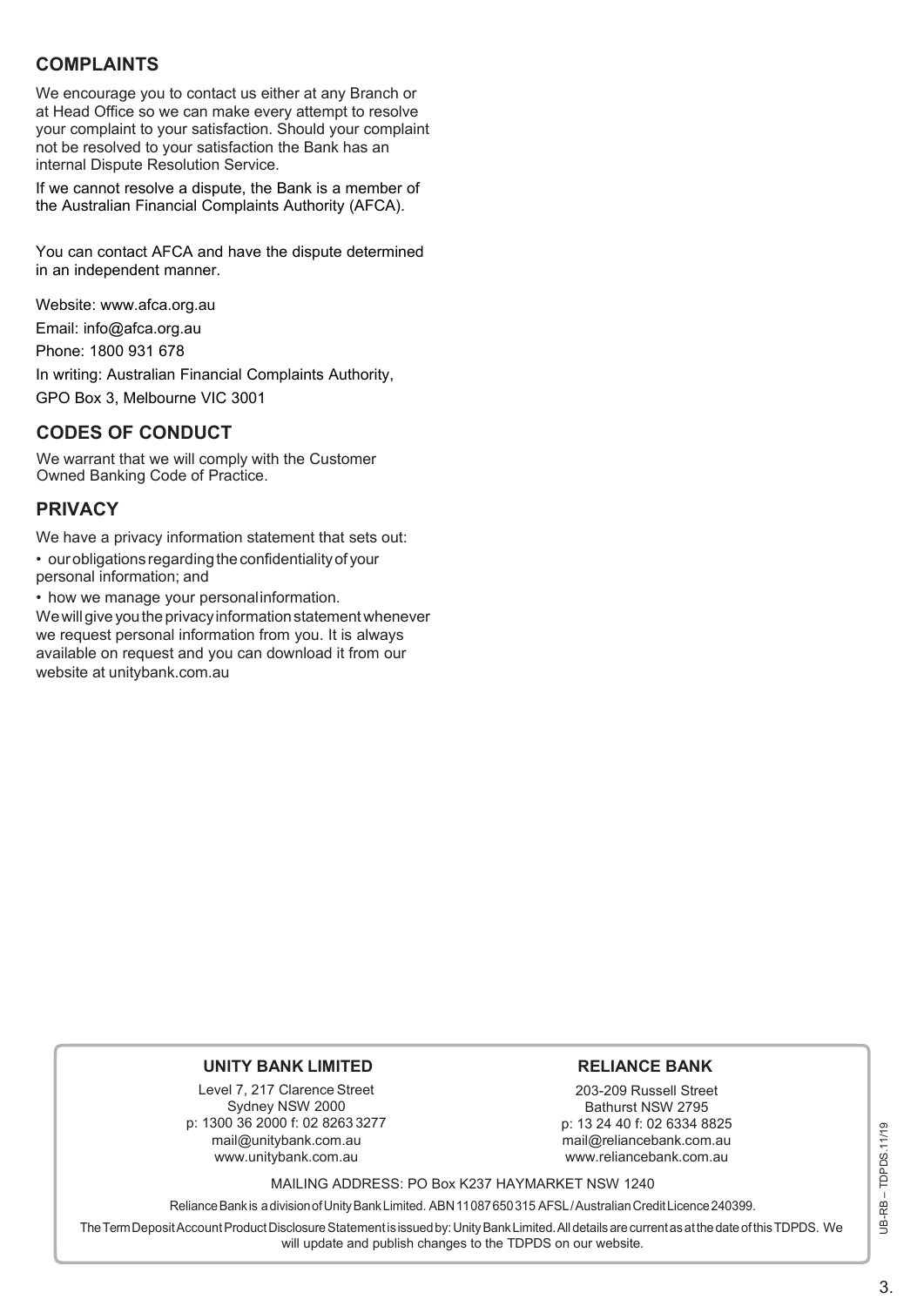## COMPLAINTS

We encourage you to contact us either at any Branch or at Head Office so we can make every attempt to resolve your complaint to your satisfaction. Should your complaint not be resolved to your satisfaction the Bank has an internal Dispute Resolution Service.

If we cannot resolve a dispute, the Bank is a member of the Australian Financial Complaints Authority (AFCA).

You can contact AFCA and have the dispute determined in an independent manner.

Website: www.afca.org.au

Email: info@afca.org.au

Phone: 1800 931 678

In writing: Australian Financial Complaints Authority,

GPO Box 3, Melbourne VIC 3001

## CODES OF CONDUCT

We warrant that we will comply with the Customer Owned Banking Code of Practice.

## PRIVACY

We have a privacy information statement that sets out:

- our obligations regarding the confidentiality of your personal information; and
- how we manage your personal information.

We will give you the privacy information statement whenever we request personal information from you. It is always available on request and you can download it from our website at unitybank.com.au

**UNITY BANK LIMITED**

Level 7, 217 Clarence Street
Sydney NSW 2000
p: 1300 36 2000 f: 02 8263 3277
mail@unitybank.com.au
www.unitybank.com.au

**RELIANCE BANK**

203-209 Russell Street
Bathurst NSW 2795
p: 13 24 40 f: 02 6334 8825
mail@reliancebank.com.au
www.reliancebank.com.au

MAILING ADDRESS: PO Box K237 HAYMARKET NSW 1240

Reliance Bank is a division of Unity Bank Limited. ABN 11 087 650 315 AFSL / Australian Credit Licence 240399.

The Term Deposit Account Product Disclosure Statement is issued by: Unity Bank Limited. All details are current as at the date of this TDPDS. We will update and publish changes to the TDPDS on our website.

UB-RB – TDPDS.11/19